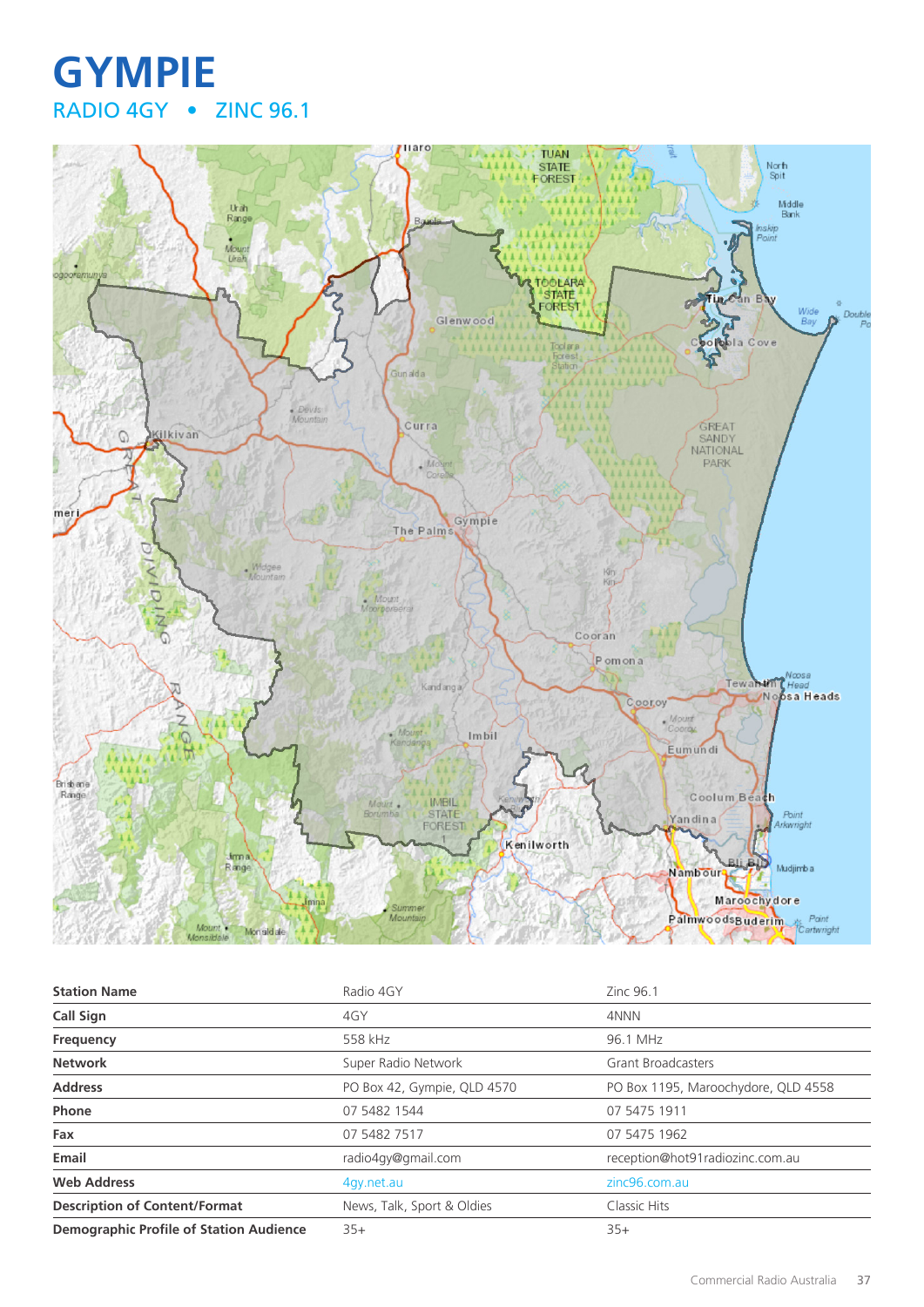# GYMPIE

## RADIO 4GY • ZINC 96.1

| Station Name | Radio 4GY | Zinc 96.1 |
|---|---|---|
| Call Sign | 4GY | 4NNN |
| Frequency | 558 kHz | 96.1 MHz |
| Network | Super Radio Network | Grant Broadcasters |
| Address | PO Box 42, Gympie, QLD 4570 | PO Box 1195, Maroochydore, QLD 4558 |
| Phone | 07 5482 1544 | 07 5475 1911 |
| Fax | 07 5482 7517 | 07 5475 1962 |
| Email | radio4gy@gmail.com | reception@hot91radiozinc.com.au |
| Web Address | 4gy.net.au | zinc96.com.au |
| Description of Content/Format | News, Talk, Sport & Oldies | Classic Hits |
| Demographic Profile of Station Audience | 35+ | 35+ |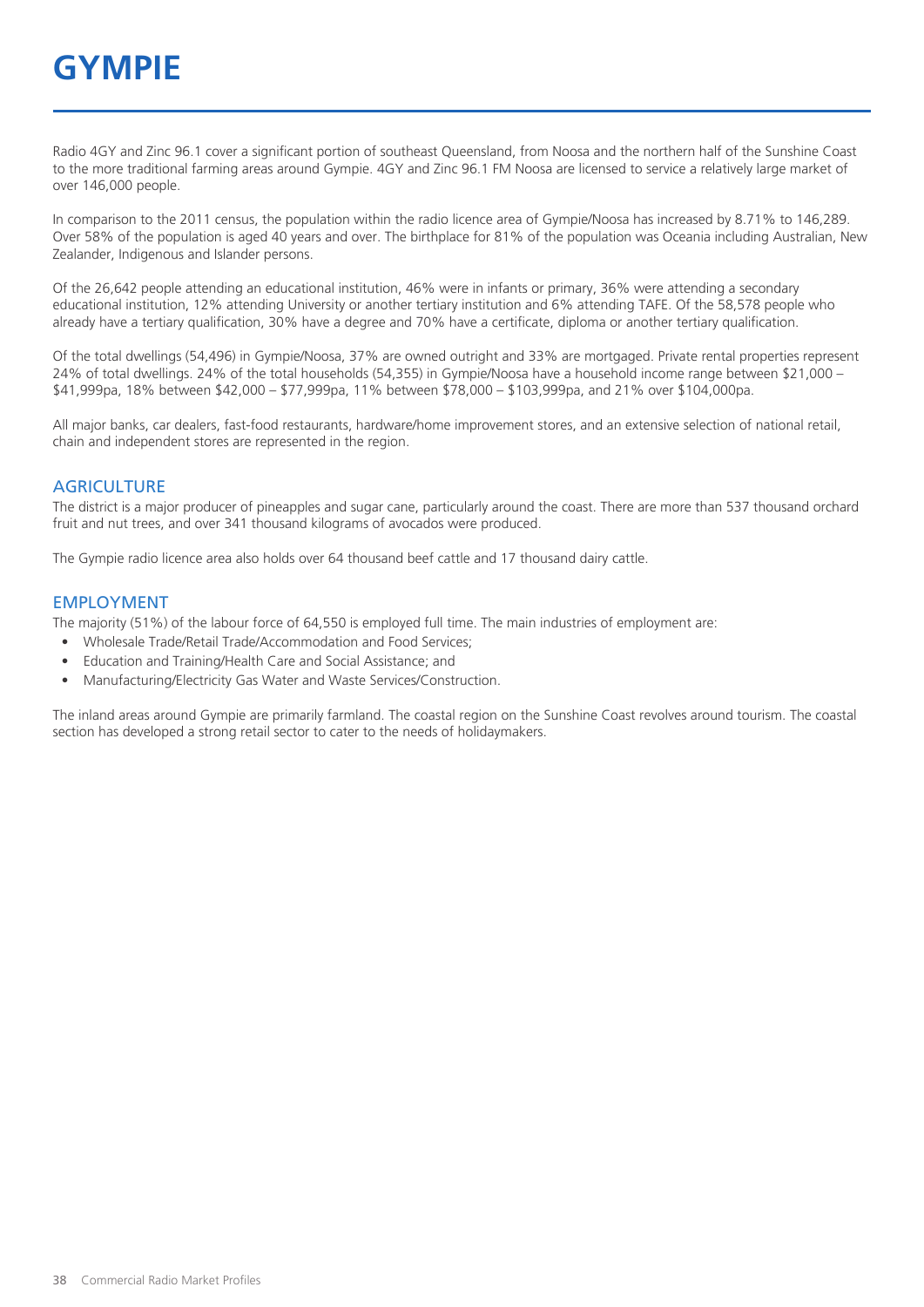# GYMPIE

Radio 4GY and Zinc 96.1 cover a significant portion of southeast Queensland, from Noosa and the northern half of the Sunshine Coast to the more traditional farming areas around Gympie. 4GY and Zinc 96.1 FM Noosa are licensed to service a relatively large market of over 146,000 people.

In comparison to the 2011 census, the population within the radio licence area of Gympie/Noosa has increased by 8.71% to 146,289. Over 58% of the population is aged 40 years and over. The birthplace for 81% of the population was Oceania including Australian, New Zealander, Indigenous and Islander persons.

Of the 26,642 people attending an educational institution, 46% were in infants or primary, 36% were attending a secondary educational institution, 12% attending University or another tertiary institution and 6% attending TAFE. Of the 58,578 people who already have a tertiary qualification, 30% have a degree and 70% have a certificate, diploma or another tertiary qualification.

Of the total dwellings (54,496) in Gympie/Noosa, 37% are owned outright and 33% are mortgaged. Private rental properties represent 24% of total dwellings. 24% of the total households (54,355) in Gympie/Noosa have a household income range between $21,000 – $41,999pa, 18% between $42,000 – $77,999pa, 11% between $78,000 – $103,999pa, and 21% over $104,000pa.

All major banks, car dealers, fast-food restaurants, hardware/home improvement stores, and an extensive selection of national retail, chain and independent stores are represented in the region.

## AGRICULTURE

The district is a major producer of pineapples and sugar cane, particularly around the coast. There are more than 537 thousand orchard fruit and nut trees, and over 341 thousand kilograms of avocados were produced.

The Gympie radio licence area also holds over 64 thousand beef cattle and 17 thousand dairy cattle.

## EMPLOYMENT

The majority (51%) of the labour force of 64,550 is employed full time. The main industries of employment are:

- Wholesale Trade/Retail Trade/Accommodation and Food Services;
- Education and Training/Health Care and Social Assistance; and
- Manufacturing/Electricity Gas Water and Waste Services/Construction.

The inland areas around Gympie are primarily farmland. The coastal region on the Sunshine Coast revolves around tourism. The coastal section has developed a strong retail sector to cater to the needs of holidaymakers.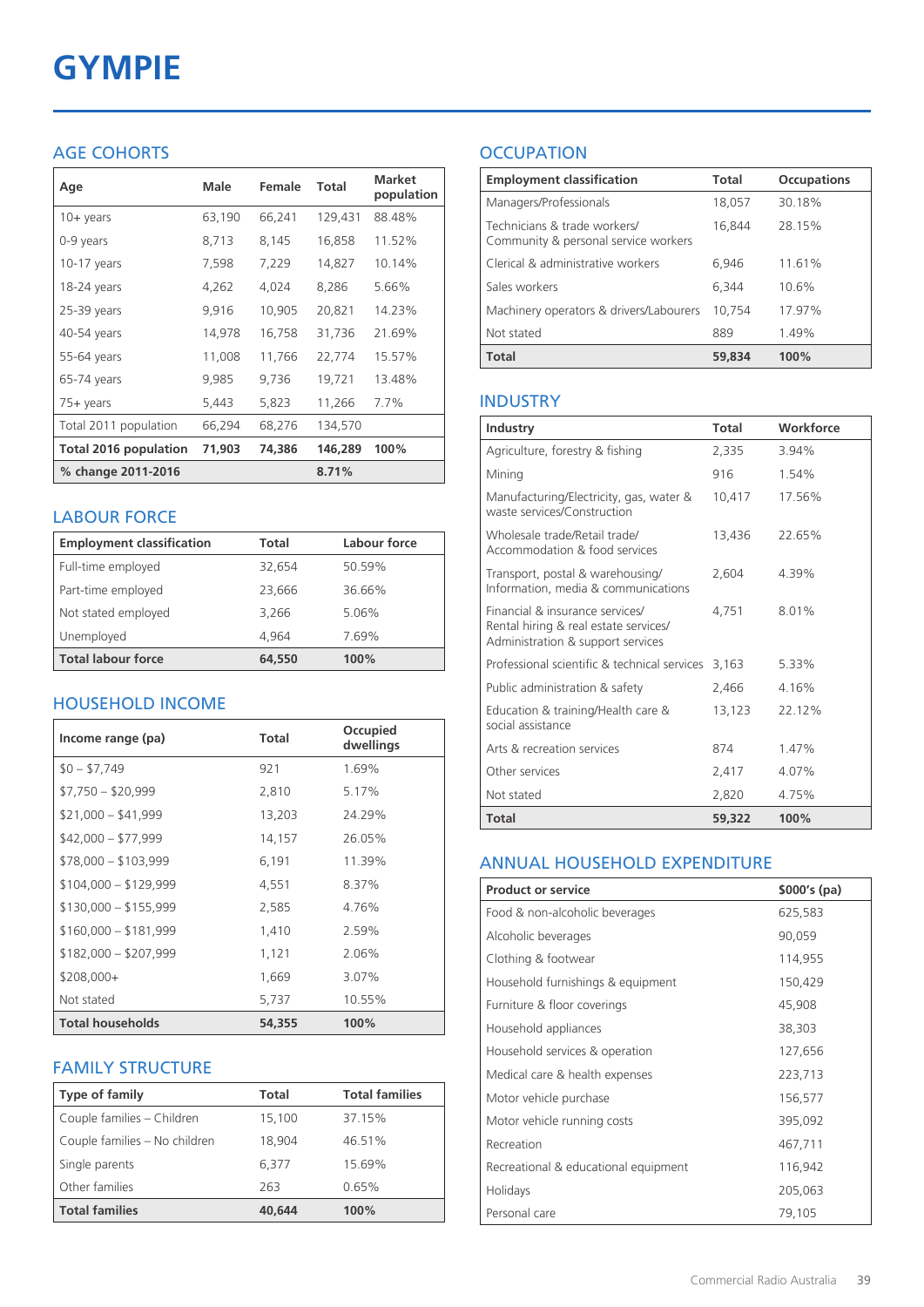# GYMPIE

## AGE COHORTS

| Age | Male | Female | Total | Market population |
|---|---|---|---|---|
| 10+ years | 63,190 | 66,241 | 129,431 | 88.48% |
| 0-9 years | 8,713 | 8,145 | 16,858 | 11.52% |
| 10-17 years | 7,598 | 7,229 | 14,827 | 10.14% |
| 18-24 years | 4,262 | 4,024 | 8,286 | 5.66% |
| 25-39 years | 9,916 | 10,905 | 20,821 | 14.23% |
| 40-54 years | 14,978 | 16,758 | 31,736 | 21.69% |
| 55-64 years | 11,008 | 11,766 | 22,774 | 15.57% |
| 65-74 years | 9,985 | 9,736 | 19,721 | 13.48% |
| 75+ years | 5,443 | 5,823 | 11,266 | 7.7% |
| Total 2011 population | 66,294 | 68,276 | 134,570 | |
| **Total 2016 population** | **71,903** | **74,386** | **146,289** | **100%** |
| **% change 2011-2016** | | | **8.71%** | |

## LABOUR FORCE

| Employment classification | Total | Labour force |
|---|---|---|
| Full-time employed | 32,654 | 50.59% |
| Part-time employed | 23,666 | 36.66% |
| Not stated employed | 3,266 | 5.06% |
| Unemployed | 4,964 | 7.69% |
| **Total labour force** | **64,550** | **100%** |

## HOUSEHOLD INCOME

| Income range (pa) | Total | Occupied dwellings |
|---|---|---|
| $0 – $7,749 | 921 | 1.69% |
| $7,750 – $20,999 | 2,810 | 5.17% |
| $21,000 – $41,999 | 13,203 | 24.29% |
| $42,000 – $77,999 | 14,157 | 26.05% |
| $78,000 – $103,999 | 6,191 | 11.39% |
| $104,000 – $129,999 | 4,551 | 8.37% |
| $130,000 – $155,999 | 2,585 | 4.76% |
| $160,000 – $181,999 | 1,410 | 2.59% |
| $182,000 – $207,999 | 1,121 | 2.06% |
| $208,000+ | 1,669 | 3.07% |
| Not stated | 5,737 | 10.55% |
| **Total households** | **54,355** | **100%** |

## FAMILY STRUCTURE

| Type of family | Total | Total families |
|---|---|---|
| Couple families – Children | 15,100 | 37.15% |
| Couple families – No children | 18,904 | 46.51% |
| Single parents | 6,377 | 15.69% |
| Other families | 263 | 0.65% |
| **Total families** | **40,644** | **100%** |

## OCCUPATION

| Employment classification | Total | Occupations |
|---|---|---|
| Managers/Professionals | 18,057 | 30.18% |
| Technicians & trade workers/ Community & personal service workers | 16,844 | 28.15% |
| Clerical & administrative workers | 6,946 | 11.61% |
| Sales workers | 6,344 | 10.6% |
| Machinery operators & drivers/Labourers | 10,754 | 17.97% |
| Not stated | 889 | 1.49% |
| **Total** | **59,834** | **100%** |

## INDUSTRY

| Industry | Total | Workforce |
|---|---|---|
| Agriculture, forestry & fishing | 2,335 | 3.94% |
| Mining | 916 | 1.54% |
| Manufacturing/Electricity, gas, water & waste services/Construction | 10,417 | 17.56% |
| Wholesale trade/Retail trade/ Accommodation & food services | 13,436 | 22.65% |
| Transport, postal & warehousing/ Information, media & communications | 2,604 | 4.39% |
| Financial & insurance services/ Rental hiring & real estate services/ Administration & support services | 4,751 | 8.01% |
| Professional scientific & technical services | 3,163 | 5.33% |
| Public administration & safety | 2,466 | 4.16% |
| Education & training/Health care & social assistance | 13,123 | 22.12% |
| Arts & recreation services | 874 | 1.47% |
| Other services | 2,417 | 4.07% |
| Not stated | 2,820 | 4.75% |
| **Total** | **59,322** | **100%** |

## ANNUAL HOUSEHOLD EXPENDITURE

| Product or service | $000's (pa) |
|---|---|
| Food & non-alcoholic beverages | 625,583 |
| Alcoholic beverages | 90,059 |
| Clothing & footwear | 114,955 |
| Household furnishings & equipment | 150,429 |
| Furniture & floor coverings | 45,908 |
| Household appliances | 38,303 |
| Household services & operation | 127,656 |
| Medical care & health expenses | 223,713 |
| Motor vehicle purchase | 156,577 |
| Motor vehicle running costs | 395,092 |
| Recreation | 467,711 |
| Recreational & educational equipment | 116,942 |
| Holidays | 205,063 |
| Personal care | 79,105 |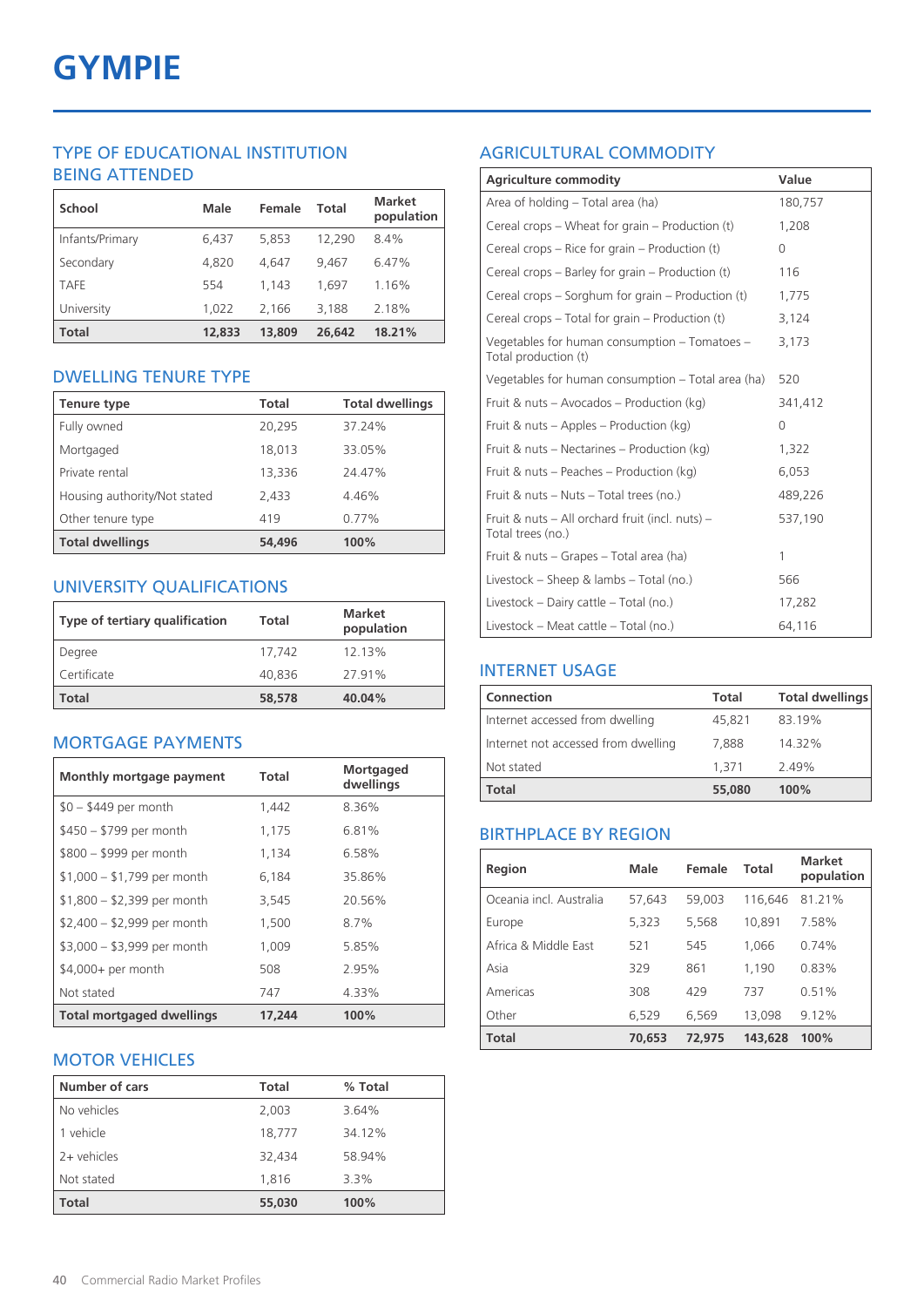# GYMPIE

## TYPE OF EDUCATIONAL INSTITUTION BEING ATTENDED

| School | Male | Female | Total | Market population |
|---|---|---|---|---|
| Infants/Primary | 6,437 | 5,853 | 12,290 | 8.4% |
| Secondary | 4,820 | 4,647 | 9,467 | 6.47% |
| TAFE | 554 | 1,143 | 1,697 | 1.16% |
| University | 1,022 | 2,166 | 3,188 | 2.18% |
| **Total** | **12,833** | **13,809** | **26,642** | **18.21%** |

## DWELLING TENURE TYPE

| Tenure type | Total | Total dwellings |
|---|---|---|
| Fully owned | 20,295 | 37.24% |
| Mortgaged | 18,013 | 33.05% |
| Private rental | 13,336 | 24.47% |
| Housing authority/Not stated | 2,433 | 4.46% |
| Other tenure type | 419 | 0.77% |
| **Total dwellings** | **54,496** | **100%** |

## UNIVERSITY QUALIFICATIONS

| Type of tertiary qualification | Total | Market population |
|---|---|---|
| Degree | 17,742 | 12.13% |
| Certificate | 40,836 | 27.91% |
| **Total** | **58,578** | **40.04%** |

## MORTGAGE PAYMENTS

| Monthly mortgage payment | Total | Mortgaged dwellings |
|---|---|---|
| $0 – $449 per month | 1,442 | 8.36% |
| $450 – $799 per month | 1,175 | 6.81% |
| $800 – $999 per month | 1,134 | 6.58% |
| $1,000 – $1,799 per month | 6,184 | 35.86% |
| $1,800 – $2,399 per month | 3,545 | 20.56% |
| $2,400 – $2,999 per month | 1,500 | 8.7% |
| $3,000 – $3,999 per month | 1,009 | 5.85% |
| $4,000+ per month | 508 | 2.95% |
| Not stated | 747 | 4.33% |
| **Total mortgaged dwellings** | **17,244** | **100%** |

## MOTOR VEHICLES

| Number of cars | Total | % Total |
|---|---|---|
| No vehicles | 2,003 | 3.64% |
| 1 vehicle | 18,777 | 34.12% |
| 2+ vehicles | 32,434 | 58.94% |
| Not stated | 1,816 | 3.3% |
| **Total** | **55,030** | **100%** |

## AGRICULTURAL COMMODITY

| Agriculture commodity | Value |
|---|---|
| Area of holding – Total area (ha) | 180,757 |
| Cereal crops – Wheat for grain – Production (t) | 1,208 |
| Cereal crops – Rice for grain – Production (t) | 0 |
| Cereal crops – Barley for grain – Production (t) | 116 |
| Cereal crops – Sorghum for grain – Production (t) | 1,775 |
| Cereal crops – Total for grain – Production (t) | 3,124 |
| Vegetables for human consumption – Tomatoes – Total production (t) | 3,173 |
| Vegetables for human consumption – Total area (ha) | 520 |
| Fruit & nuts – Avocados – Production (kg) | 341,412 |
| Fruit & nuts – Apples – Production (kg) | 0 |
| Fruit & nuts – Nectarines – Production (kg) | 1,322 |
| Fruit & nuts – Peaches – Production (kg) | 6,053 |
| Fruit & nuts – Nuts – Total trees (no.) | 489,226 |
| Fruit & nuts – All orchard fruit (incl. nuts) – Total trees (no.) | 537,190 |
| Fruit & nuts – Grapes – Total area (ha) | 1 |
| Livestock – Sheep & lambs – Total (no.) | 566 |
| Livestock – Dairy cattle – Total (no.) | 17,282 |
| Livestock – Meat cattle – Total (no.) | 64,116 |

## INTERNET USAGE

| Connection | Total | Total dwellings |
|---|---|---|
| Internet accessed from dwelling | 45,821 | 83.19% |
| Internet not accessed from dwelling | 7,888 | 14.32% |
| Not stated | 1,371 | 2.49% |
| **Total** | **55,080** | **100%** |

## BIRTHPLACE BY REGION

| Region | Male | Female | Total | Market population |
|---|---|---|---|---|
| Oceania incl. Australia | 57,643 | 59,003 | 116,646 | 81.21% |
| Europe | 5,323 | 5,568 | 10,891 | 7.58% |
| Africa & Middle East | 521 | 545 | 1,066 | 0.74% |
| Asia | 329 | 861 | 1,190 | 0.83% |
| Americas | 308 | 429 | 737 | 0.51% |
| Other | 6,529 | 6,569 | 13,098 | 9.12% |
| **Total** | **70,653** | **72,975** | **143,628** | **100%** |